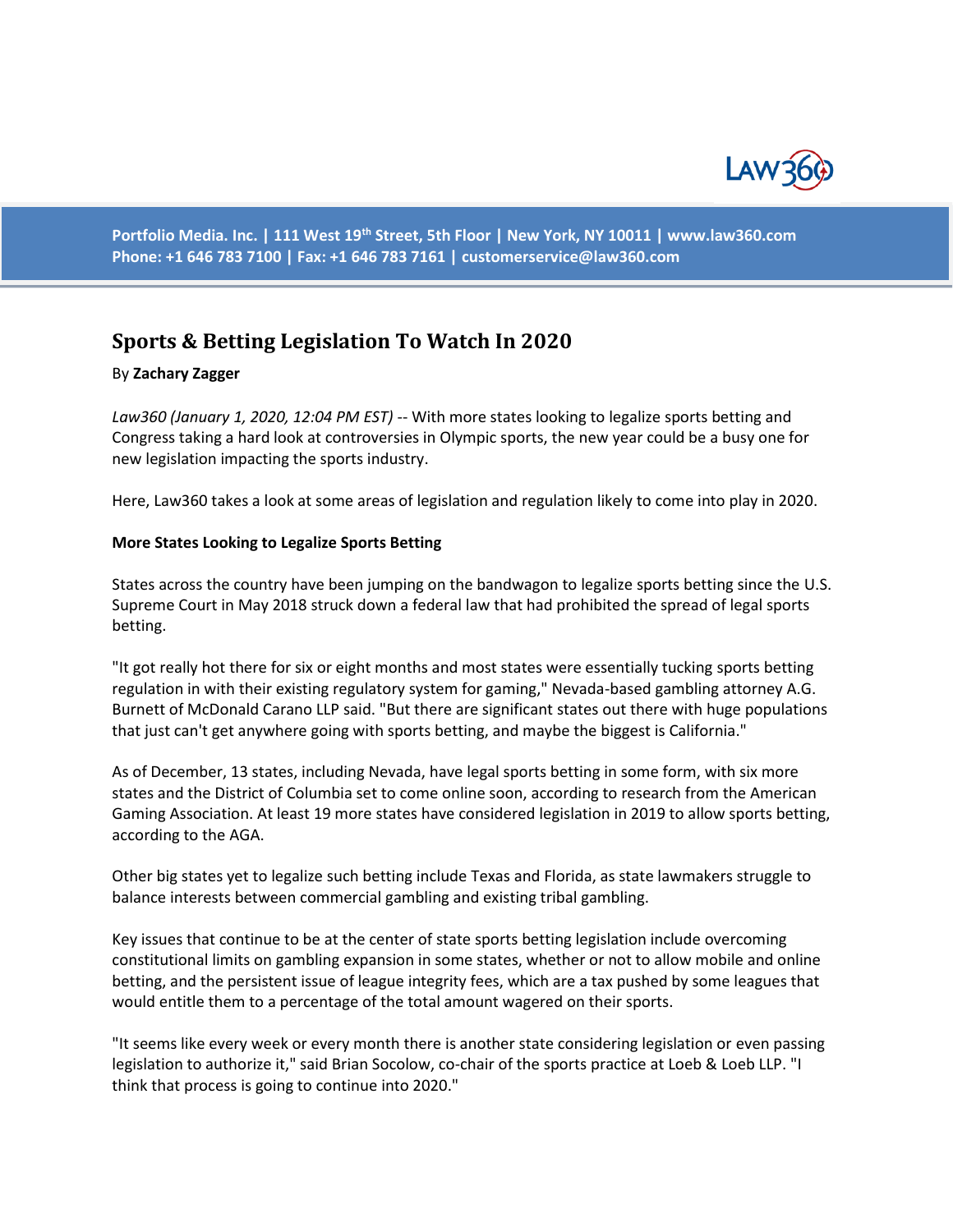Portfolio Media. Inc. | 111 West 19th Street, 5th Floor | New York, NY 10011 | www.law360.com
Phone: +1 646 783 7100 | Fax: +1 646 783 7161 | customerservice@law360.com

# Sports & Betting Legislation To Watch In 2020

By **Zachary Zagger**

*Law360 (January 1, 2020, 12:04 PM EST)* -- With more states looking to legalize sports betting and Congress taking a hard look at controversies in Olympic sports, the new year could be a busy one for new legislation impacting the sports industry.

Here, Law360 takes a look at some areas of legislation and regulation likely to come into play in 2020.

**More States Looking to Legalize Sports Betting**

States across the country have been jumping on the bandwagon to legalize sports betting since the U.S. Supreme Court in May 2018 struck down a federal law that had prohibited the spread of legal sports betting.

"It got really hot there for six or eight months and most states were essentially tucking sports betting regulation in with their existing regulatory system for gaming," Nevada-based gambling attorney A.G. Burnett of McDonald Carano LLP said. "But there are significant states out there with huge populations that just can't get anywhere going with sports betting, and maybe the biggest is California."

As of December, 13 states, including Nevada, have legal sports betting in some form, with six more states and the District of Columbia set to come online soon, according to research from the American Gaming Association. At least 19 more states have considered legislation in 2019 to allow sports betting, according to the AGA.

Other big states yet to legalize such betting include Texas and Florida, as state lawmakers struggle to balance interests between commercial gambling and existing tribal gambling.

Key issues that continue to be at the center of state sports betting legislation include overcoming constitutional limits on gambling expansion in some states, whether or not to allow mobile and online betting, and the persistent issue of league integrity fees, which are a tax pushed by some leagues that would entitle them to a percentage of the total amount wagered on their sports.

"It seems like every week or every month there is another state considering legislation or even passing legislation to authorize it," said Brian Socolow, co-chair of the sports practice at Loeb & Loeb LLP. "I think that process is going to continue into 2020."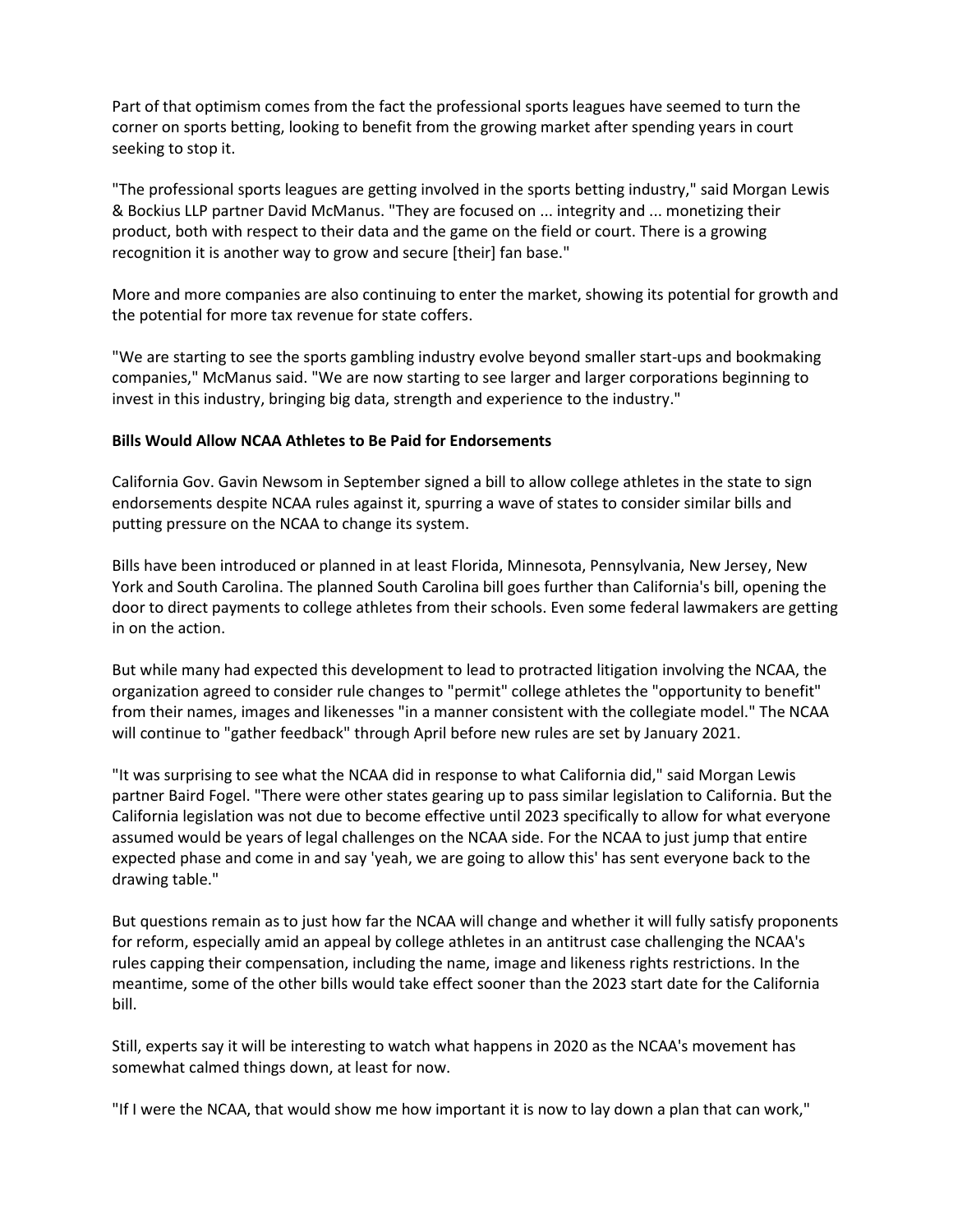Part of that optimism comes from the fact the professional sports leagues have seemed to turn the corner on sports betting, looking to benefit from the growing market after spending years in court seeking to stop it.

"The professional sports leagues are getting involved in the sports betting industry," said Morgan Lewis & Bockius LLP partner David McManus. "They are focused on ... integrity and ... monetizing their product, both with respect to their data and the game on the field or court. There is a growing recognition it is another way to grow and secure [their] fan base."

More and more companies are also continuing to enter the market, showing its potential for growth and the potential for more tax revenue for state coffers.

"We are starting to see the sports gambling industry evolve beyond smaller start-ups and bookmaking companies," McManus said. "We are now starting to see larger and larger corporations beginning to invest in this industry, bringing big data, strength and experience to the industry."

**Bills Would Allow NCAA Athletes to Be Paid for Endorsements**

California Gov. Gavin Newsom in September signed a bill to allow college athletes in the state to sign endorsements despite NCAA rules against it, spurring a wave of states to consider similar bills and putting pressure on the NCAA to change its system.

Bills have been introduced or planned in at least Florida, Minnesota, Pennsylvania, New Jersey, New York and South Carolina. The planned South Carolina bill goes further than California's bill, opening the door to direct payments to college athletes from their schools. Even some federal lawmakers are getting in on the action.

But while many had expected this development to lead to protracted litigation involving the NCAA, the organization agreed to consider rule changes to "permit" college athletes the "opportunity to benefit" from their names, images and likenesses "in a manner consistent with the collegiate model." The NCAA will continue to "gather feedback" through April before new rules are set by January 2021.

"It was surprising to see what the NCAA did in response to what California did," said Morgan Lewis partner Baird Fogel. "There were other states gearing up to pass similar legislation to California. But the California legislation was not due to become effective until 2023 specifically to allow for what everyone assumed would be years of legal challenges on the NCAA side. For the NCAA to just jump that entire expected phase and come in and say 'yeah, we are going to allow this' has sent everyone back to the drawing table."

But questions remain as to just how far the NCAA will change and whether it will fully satisfy proponents for reform, especially amid an appeal by college athletes in an antitrust case challenging the NCAA's rules capping their compensation, including the name, image and likeness rights restrictions. In the meantime, some of the other bills would take effect sooner than the 2023 start date for the California bill.

Still, experts say it will be interesting to watch what happens in 2020 as the NCAA's movement has somewhat calmed things down, at least for now.

"If I were the NCAA, that would show me how important it is now to lay down a plan that can work,"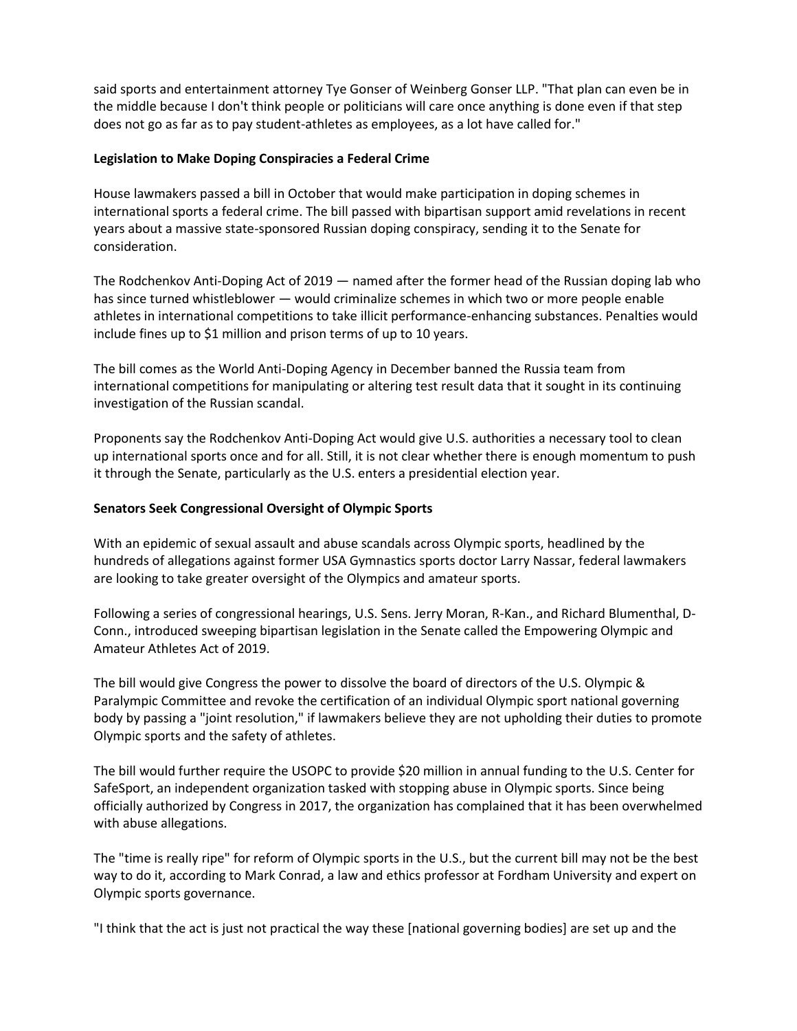said sports and entertainment attorney Tye Gonser of Weinberg Gonser LLP. "That plan can even be in the middle because I don't think people or politicians will care once anything is done even if that step does not go as far as to pay student-athletes as employees, as a lot have called for."

**Legislation to Make Doping Conspiracies a Federal Crime**

House lawmakers passed a bill in October that would make participation in doping schemes in international sports a federal crime. The bill passed with bipartisan support amid revelations in recent years about a massive state-sponsored Russian doping conspiracy, sending it to the Senate for consideration.

The Rodchenkov Anti-Doping Act of 2019 — named after the former head of the Russian doping lab who has since turned whistleblower — would criminalize schemes in which two or more people enable athletes in international competitions to take illicit performance-enhancing substances. Penalties would include fines up to $1 million and prison terms of up to 10 years.

The bill comes as the World Anti-Doping Agency in December banned the Russia team from international competitions for manipulating or altering test result data that it sought in its continuing investigation of the Russian scandal.

Proponents say the Rodchenkov Anti-Doping Act would give U.S. authorities a necessary tool to clean up international sports once and for all. Still, it is not clear whether there is enough momentum to push it through the Senate, particularly as the U.S. enters a presidential election year.

**Senators Seek Congressional Oversight of Olympic Sports**

With an epidemic of sexual assault and abuse scandals across Olympic sports, headlined by the hundreds of allegations against former USA Gymnastics sports doctor Larry Nassar, federal lawmakers are looking to take greater oversight of the Olympics and amateur sports.

Following a series of congressional hearings, U.S. Sens. Jerry Moran, R-Kan., and Richard Blumenthal, D-Conn., introduced sweeping bipartisan legislation in the Senate called the Empowering Olympic and Amateur Athletes Act of 2019.

The bill would give Congress the power to dissolve the board of directors of the U.S. Olympic & Paralympic Committee and revoke the certification of an individual Olympic sport national governing body by passing a "joint resolution," if lawmakers believe they are not upholding their duties to promote Olympic sports and the safety of athletes.

The bill would further require the USOPC to provide $20 million in annual funding to the U.S. Center for SafeSport, an independent organization tasked with stopping abuse in Olympic sports. Since being officially authorized by Congress in 2017, the organization has complained that it has been overwhelmed with abuse allegations.

The "time is really ripe" for reform of Olympic sports in the U.S., but the current bill may not be the best way to do it, according to Mark Conrad, a law and ethics professor at Fordham University and expert on Olympic sports governance.

"I think that the act is just not practical the way these [national governing bodies] are set up and the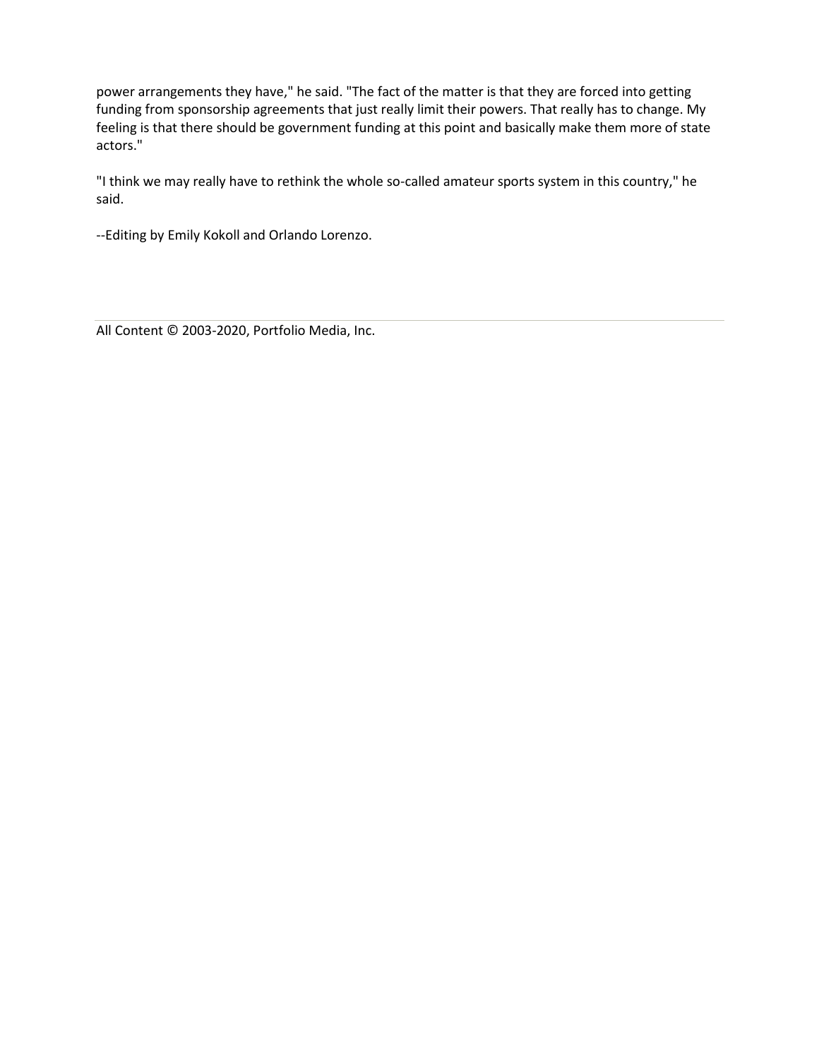power arrangements they have," he said. "The fact of the matter is that they are forced into getting funding from sponsorship agreements that just really limit their powers. That really has to change. My feeling is that there should be government funding at this point and basically make them more of state actors."

"I think we may really have to rethink the whole so-called amateur sports system in this country," he said.

--Editing by Emily Kokoll and Orlando Lorenzo.

---

All Content © 2003-2020, Portfolio Media, Inc.